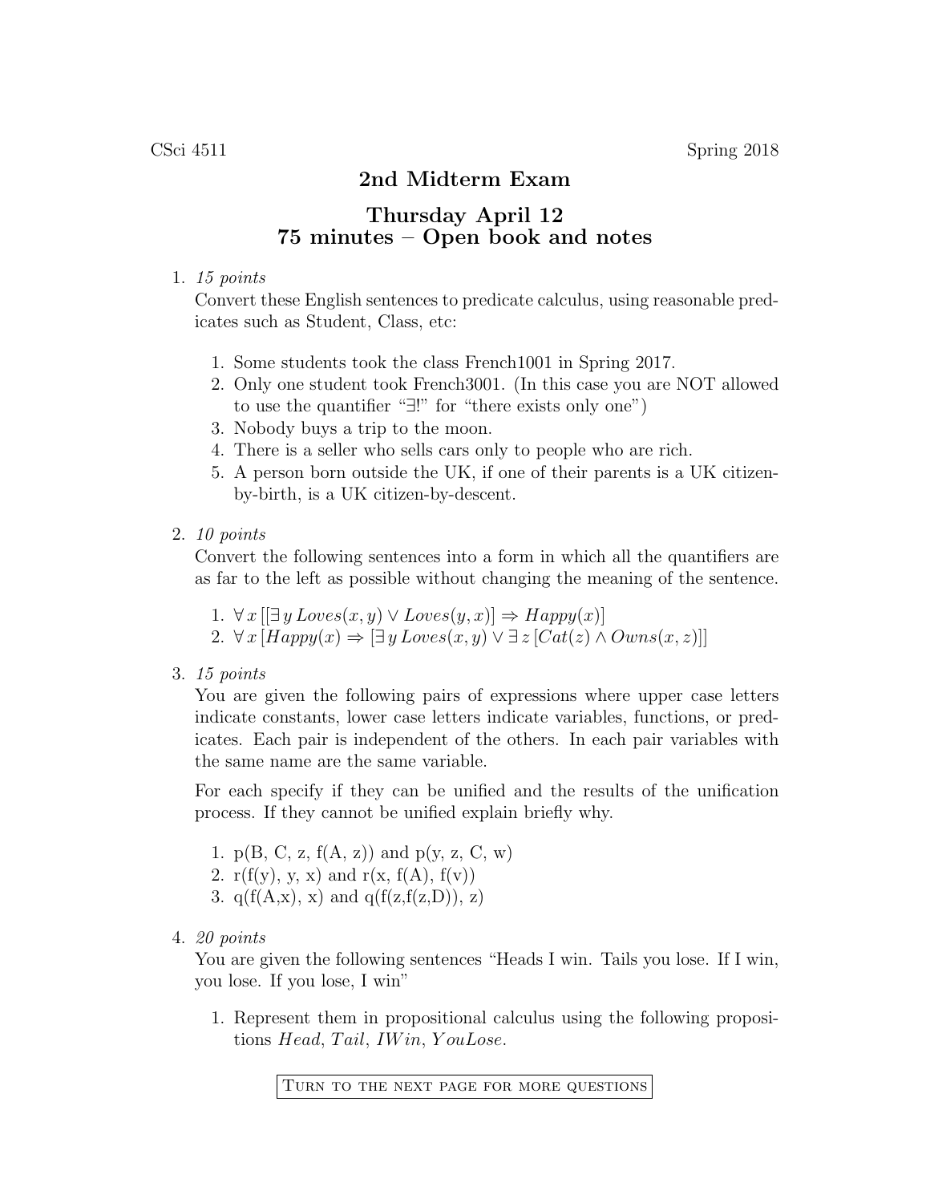CSci 4511 Spring 2018

# 2nd Midterm Exam

## Thursday April 12
## 75 minutes – Open book and notes

1. *15 points*

   Convert these English sentences to predicate calculus, using reasonable predicates such as Student, Class, etc:

   1. Some students took the class French1001 in Spring 2017.
   2. Only one student took French3001. (In this case you are NOT allowed to use the quantifier "∃!" for "there exists only one")
   3. Nobody buys a trip to the moon.
   4. There is a seller who sells cars only to people who are rich.
   5. A person born outside the UK, if one of their parents is a UK citizen-by-birth, is a UK citizen-by-descent.

2. *10 points*

   Convert the following sentences into a form in which all the quantifiers are as far to the left as possible without changing the meaning of the sentence.

   1. $\forall x\, [[\exists y\, Loves(x, y) \vee Loves(y, x)] \Rightarrow Happy(x)]$
   2. $\forall x\, [Happy(x) \Rightarrow [\exists y\, Loves(x, y) \vee \exists z\, [Cat(z) \wedge Owns(x, z)]]$

3. *15 points*

   You are given the following pairs of expressions where upper case letters indicate constants, lower case letters indicate variables, functions, or predicates. Each pair is independent of the others. In each pair variables with the same name are the same variable.

   For each specify if they can be unified and the results of the unification process. If they cannot be unified explain briefly why.

   1. p(B, C, z, f(A, z)) and p(y, z, C, w)
   2. r(f(y), y, x) and r(x, f(A), f(v))
   3. q(f(A,x), x) and q(f(z,f(z,D)), z)

4. *20 points*

   You are given the following sentences "Heads I win. Tails you lose. If I win, you lose. If you lose, I win"

   1. Represent them in propositional calculus using the following propositions $Head$, $Tail$, $IWin$, $YouLose$.

Turn to the next page for more questions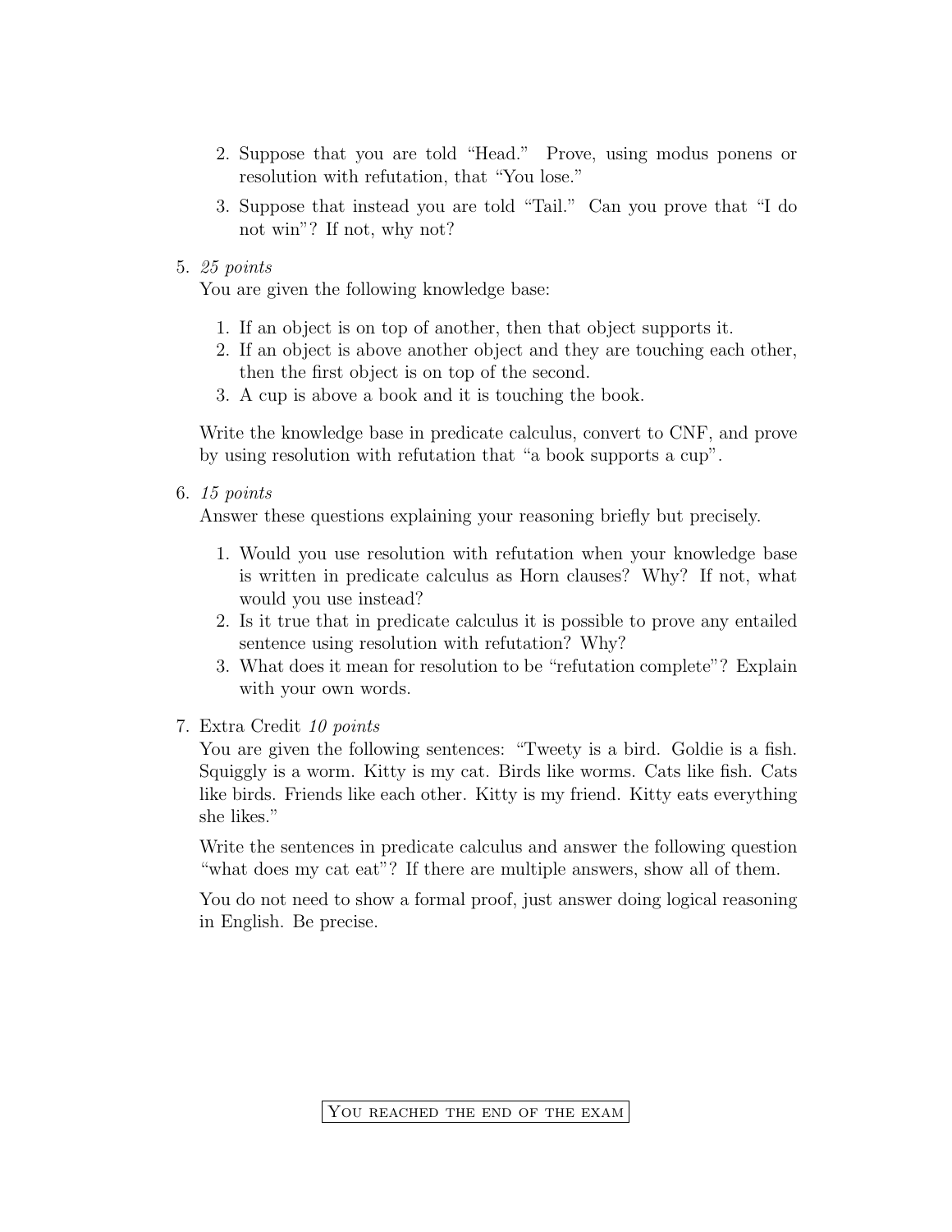2. Suppose that you are told "Head." Prove, using modus ponens or resolution with refutation, that "You lose."
3. Suppose that instead you are told "Tail." Can you prove that "I do not win"? If not, why not?

5. *25 points*

   You are given the following knowledge base:

   1. If an object is on top of another, then that object supports it.
   2. If an object is above another object and they are touching each other, then the first object is on top of the second.
   3. A cup is above a book and it is touching the book.

   Write the knowledge base in predicate calculus, convert to CNF, and prove by using resolution with refutation that "a book supports a cup".

6. *15 points*

   Answer these questions explaining your reasoning briefly but precisely.

   1. Would you use resolution with refutation when your knowledge base is written in predicate calculus as Horn clauses? Why? If not, what would you use instead?
   2. Is it true that in predicate calculus it is possible to prove any entailed sentence using resolution with refutation? Why?
   3. What does it mean for resolution to be "refutation complete"? Explain with your own words.

7. Extra Credit *10 points*

   You are given the following sentences: "Tweety is a bird. Goldie is a fish. Squiggly is a worm. Kitty is my cat. Birds like worms. Cats like fish. Cats like birds. Friends like each other. Kitty is my friend. Kitty eats everything she likes."

   Write the sentences in predicate calculus and answer the following question "what does my cat eat"? If there are multiple answers, show all of them.

   You do not need to show a formal proof, just answer doing logical reasoning in English. Be precise.

YOU REACHED THE END OF THE EXAM